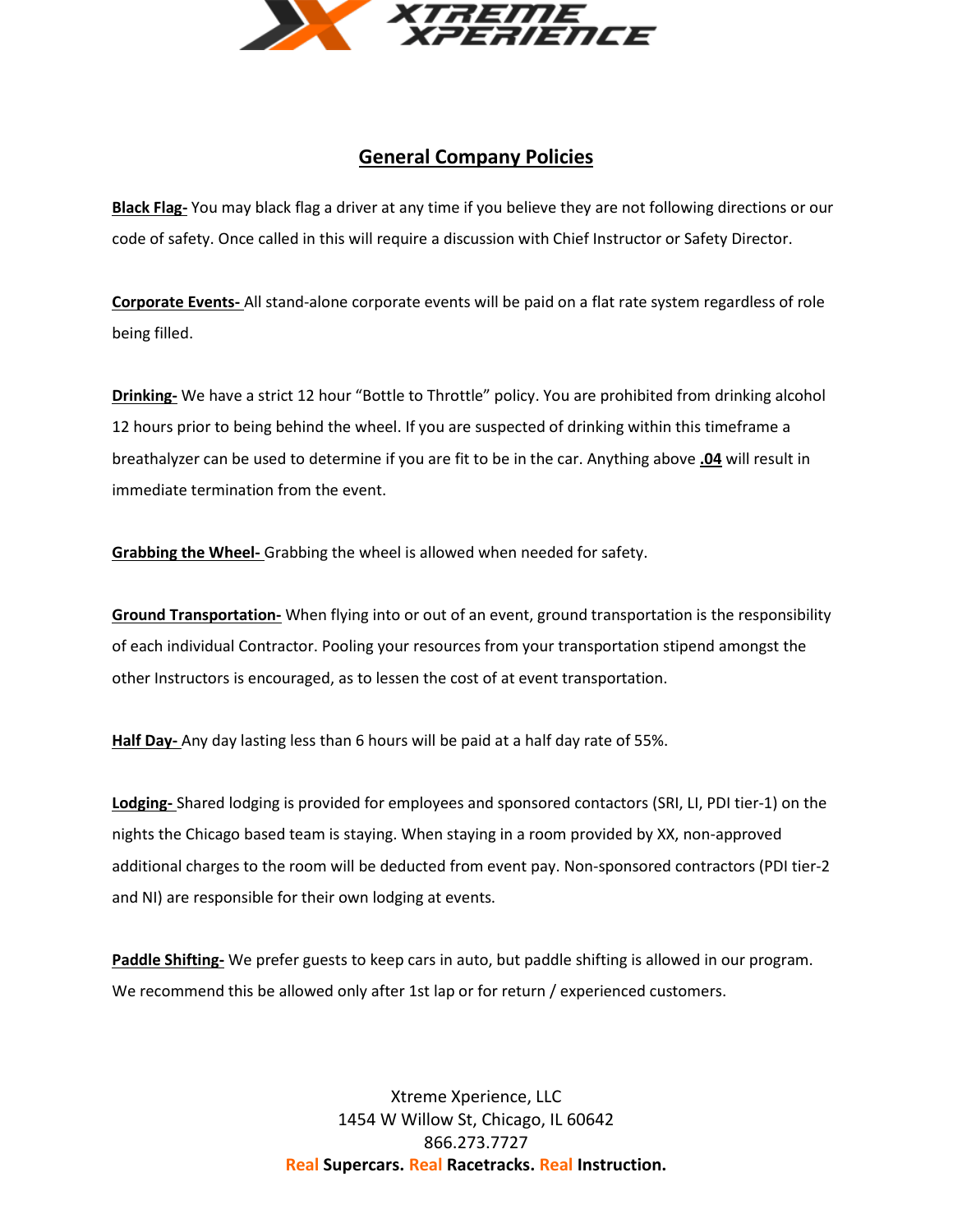# General Company Policies

**Black Flag-** You may black flag a driver at any time if you believe they are not following directions or our code of safety. Once called in this will require a discussion with Chief Instructor or Safety Director.

**Corporate Events-** All stand-alone corporate events will be paid on a flat rate system regardless of role being filled.

**Drinking-** We have a strict 12 hour "Bottle to Throttle" policy. You are prohibited from drinking alcohol 12 hours prior to being behind the wheel. If you are suspected of drinking within this timeframe a breathalyzer can be used to determine if you are fit to be in the car. Anything above **.04** will result in immediate termination from the event.

**Grabbing the Wheel-** Grabbing the wheel is allowed when needed for safety.

**Ground Transportation-** When flying into or out of an event, ground transportation is the responsibility of each individual Contractor. Pooling your resources from your transportation stipend amongst the other Instructors is encouraged, as to lessen the cost of at event transportation.

**Half Day-** Any day lasting less than 6 hours will be paid at a half day rate of 55%.

**Lodging-** Shared lodging is provided for employees and sponsored contactors (SRI, LI, PDI tier-1) on the nights the Chicago based team is staying. When staying in a room provided by XX, non-approved additional charges to the room will be deducted from event pay. Non-sponsored contractors (PDI tier-2 and NI) are responsible for their own lodging at events.

**Paddle Shifting-** We prefer guests to keep cars in auto, but paddle shifting is allowed in our program. We recommend this be allowed only after 1st lap or for return / experienced customers.

Xtreme Xperience, LLC
1454 W Willow St, Chicago, IL 60642
866.273.7727
**Real Supercars. Real Racetracks. Real Instruction.**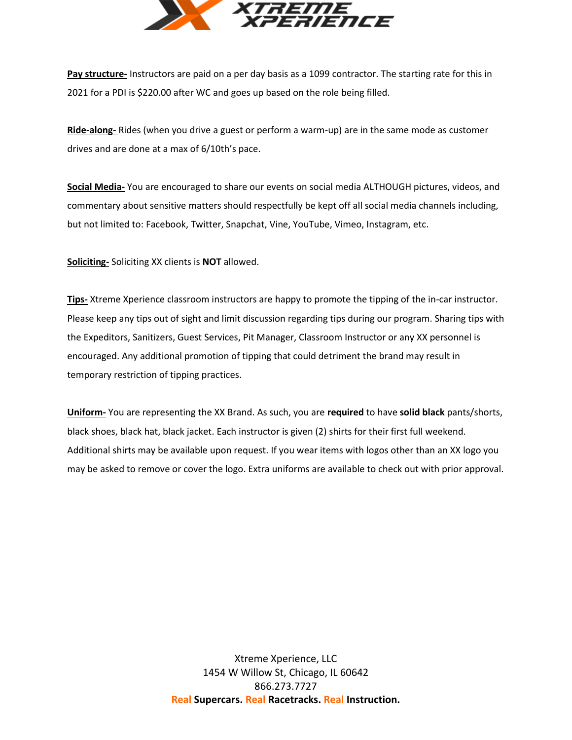**Pay structure-** Instructors are paid on a per day basis as a 1099 contractor. The starting rate for this in 2021 for a PDI is $220.00 after WC and goes up based on the role being filled.

**Ride-along-** Rides (when you drive a guest or perform a warm-up) are in the same mode as customer drives and are done at a max of 6/10th's pace.

**Social Media-** You are encouraged to share our events on social media ALTHOUGH pictures, videos, and commentary about sensitive matters should respectfully be kept off all social media channels including, but not limited to: Facebook, Twitter, Snapchat, Vine, YouTube, Vimeo, Instagram, etc.

**Soliciting-** Soliciting XX clients is **NOT** allowed.

**Tips-** Xtreme Xperience classroom instructors are happy to promote the tipping of the in-car instructor. Please keep any tips out of sight and limit discussion regarding tips during our program. Sharing tips with the Expeditors, Sanitizers, Guest Services, Pit Manager, Classroom Instructor or any XX personnel is encouraged. Any additional promotion of tipping that could detriment the brand may result in temporary restriction of tipping practices.

**Uniform-** You are representing the XX Brand. As such, you are **required** to have **solid black** pants/shorts, black shoes, black hat, black jacket. Each instructor is given (2) shirts for their first full weekend. Additional shirts may be available upon request. If you wear items with logos other than an XX logo you may be asked to remove or cover the logo. Extra uniforms are available to check out with prior approval.

Xtreme Xperience, LLC
1454 W Willow St, Chicago, IL 60642
866.273.7727
**Real Supercars. Real Racetracks. Real Instruction.**